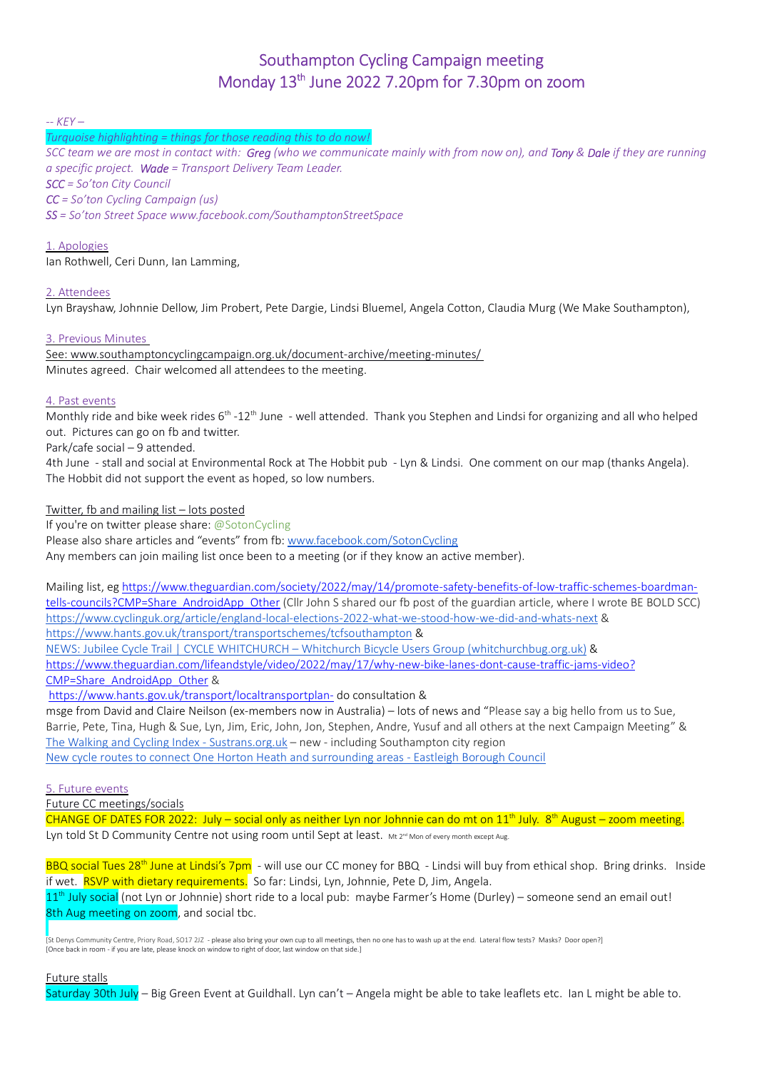# Southampton Cycling Campaign meeting
## Monday 13th June 2022 7.20pm for 7.30pm on zoom

*-- KEY –*

*Turquoise highlighting = things for those reading this to do now!*

*SCC team we are most in contact with: **Greg** (who we communicate mainly with from now on), and **Tony** & **Dale** if they are running a specific project. **Wade** = Transport Delivery Team Leader.*

***SCC** = So'ton City Council*

***CC** = So'ton Cycling Campaign (us)*

***SS** = So'ton Street Space www.facebook.com/SouthamptonStreetSpace*

1. Apologies

Ian Rothwell, Ceri Dunn, Ian Lamming,

2. Attendees

Lyn Brayshaw, Johnnie Dellow, Jim Probert, Pete Dargie, Lindsi Bluemel, Angela Cotton, Claudia Murg (We Make Southampton),

3. Previous Minutes

See: www.southamptoncyclingcampaign.org.uk/document-archive/meeting-minutes/

Minutes agreed. Chair welcomed all attendees to the meeting.

4. Past events

Monthly ride and bike week rides 6th -12th June - well attended. Thank you Stephen and Lindsi for organizing and all who helped out. Pictures can go on fb and twitter.

Park/cafe social – 9 attended.

4th June - stall and social at Environmental Rock at The Hobbit pub - Lyn & Lindsi. One comment on our map (thanks Angela). The Hobbit did not support the event as hoped, so low numbers.

Twitter, fb and mailing list – lots posted

If you're on twitter please share: @SotonCycling

Please also share articles and "events" from fb: www.facebook.com/SotonCycling

Any members can join mailing list once been to a meeting (or if they know an active member).

Mailing list, eg https://www.theguardian.com/society/2022/may/14/promote-safety-benefits-of-low-traffic-schemes-boardman-tells-councils?CMP=Share_AndroidApp_Other (Cllr John S shared our fb post of the guardian article, where I wrote BE BOLD SCC) https://www.cyclinguk.org/article/england-local-elections-2022-what-we-stood-how-we-did-and-whats-next & https://www.hants.gov.uk/transport/transportschemes/tcfsouthampton &
NEWS: Jubilee Cycle Trail | CYCLE WHITCHURCH – Whitchurch Bicycle Users Group (whitchurchbug.org.uk) &
https://www.theguardian.com/lifeandstyle/video/2022/may/17/why-new-bike-lanes-dont-cause-traffic-jams-video?CMP=Share_AndroidApp_Other &
https://www.hants.gov.uk/transport/localtransportplan- do consultation &
msge from David and Claire Neilson (ex-members now in Australia) – lots of news and "Please say a big hello from us to Sue, Barrie, Pete, Tina, Hugh & Sue, Lyn, Jim, Eric, John, Jon, Stephen, Andre, Yusuf and all others at the next Campaign Meeting" &
The Walking and Cycling Index - Sustrans.org.uk – new - including Southampton city region
New cycle routes to connect One Horton Heath and surrounding areas - Eastleigh Borough Council

5. Future events

Future CC meetings/socials

CHANGE OF DATES FOR 2022: July – social only as neither Lyn nor Johnnie can do mt on 11th July. 8th August – zoom meeting.

Lyn told St D Community Centre not using room until Sept at least. Mt 2nd Mon of every month except Aug.

BBQ social Tues 28th June at Lindsi's 7pm - will use our CC money for BBQ - Lindsi will buy from ethical shop. Bring drinks. Inside if wet. RSVP with dietary requirements. So far: Lindsi, Lyn, Johnnie, Pete D, Jim, Angela.

11th July social (not Lyn or Johnnie) short ride to a local pub: maybe Farmer's Home (Durley) – someone send an email out!

8th Aug meeting on zoom, and social tbc.

[St Denys Community Centre, Priory Road, SO17 2JZ - please also bring your own cup to all meetings, then no one has to wash up at the end. Lateral flow tests? Masks? Door open?]
[Once back in room - if you are late, please knock on window to right of door, last window on that side.]

Future stalls

Saturday 30th July – Big Green Event at Guildhall. Lyn can't – Angela might be able to take leaflets etc. Ian L might be able to.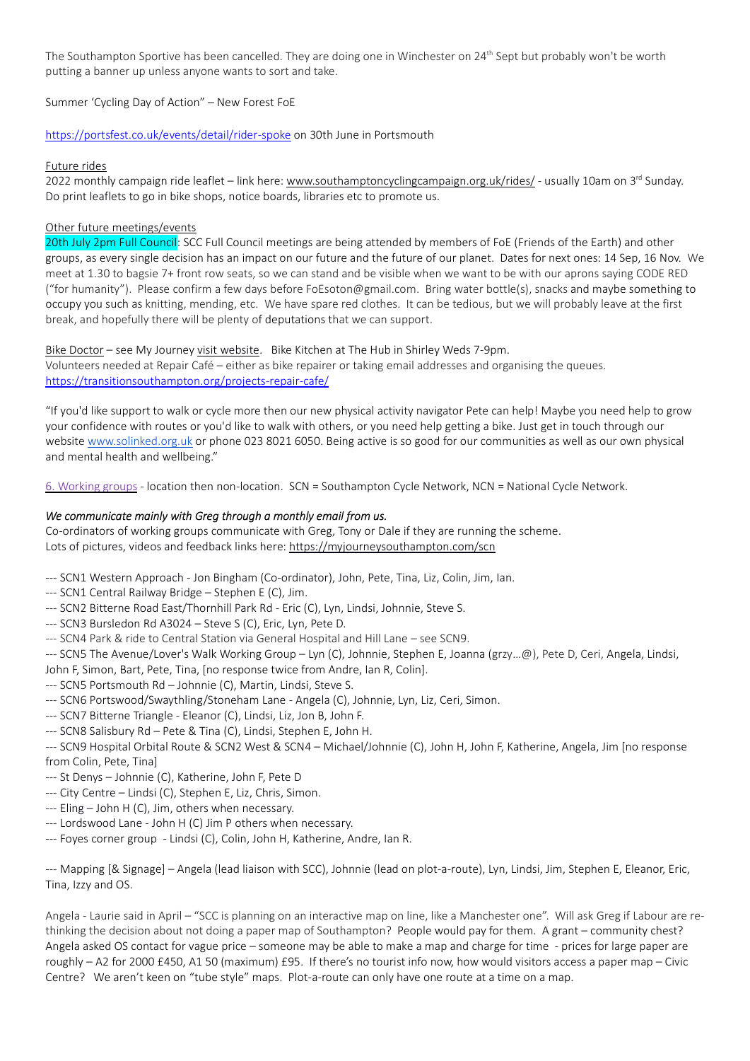The Southampton Sportive has been cancelled. They are doing one in Winchester on 24th Sept but probably won't be worth putting a banner up unless anyone wants to sort and take.

Summer 'Cycling Day of Action" – New Forest FoE

https://portsfest.co.uk/events/detail/rider-spoke on 30th June in Portsmouth

Future rides

2022 monthly campaign ride leaflet – link here: www.southamptoncyclingcampaign.org.uk/rides/ - usually 10am on 3rd Sunday. Do print leaflets to go in bike shops, notice boards, libraries etc to promote us.

Other future meetings/events

20th July 2pm Full Council: SCC Full Council meetings are being attended by members of FoE (Friends of the Earth) and other groups, as every single decision has an impact on our future and the future of our planet. Dates for next ones: 14 Sep, 16 Nov. We meet at 1.30 to bagsie 7+ front row seats, so we can stand and be visible when we want to be with our aprons saying CODE RED ("for humanity"). Please confirm a few days before FoEsoton@gmail.com. Bring water bottle(s), snacks and maybe something to occupy you such as knitting, mending, etc. We have spare red clothes. It can be tedious, but we will probably leave at the first break, and hopefully there will be plenty of deputations that we can support.

Bike Doctor – see My Journey visit website. Bike Kitchen at The Hub in Shirley Weds 7-9pm.
Volunteers needed at Repair Café – either as bike repairer or taking email addresses and organising the queues.
https://transitionsouthampton.org/projects-repair-cafe/

"If you'd like support to walk or cycle more then our new physical activity navigator Pete can help! Maybe you need help to grow your confidence with routes or you'd like to walk with others, or you need help getting a bike. Just get in touch through our website www.solinked.org.uk or phone 023 8021 6050. Being active is so good for our communities as well as our own physical and mental health and wellbeing."

6. Working groups - location then non-location. SCN = Southampton Cycle Network, NCN = National Cycle Network.

*We communicate mainly with Greg through a monthly email from us.*
Co-ordinators of working groups communicate with Greg, Tony or Dale if they are running the scheme.
Lots of pictures, videos and feedback links here: https://myjourneysouthampton.com/scn

--- SCN1 Western Approach - Jon Bingham (Co-ordinator), John, Pete, Tina, Liz, Colin, Jim, Ian.
--- SCN1 Central Railway Bridge – Stephen E (C), Jim.
--- SCN2 Bitterne Road East/Thornhill Park Rd - Eric (C), Lyn, Lindsi, Johnnie, Steve S.
--- SCN3 Bursledon Rd A3024 – Steve S (C), Eric, Lyn, Pete D.
--- SCN4 Park & ride to Central Station via General Hospital and Hill Lane – see SCN9.
--- SCN5 The Avenue/Lover's Walk Working Group – Lyn (C), Johnnie, Stephen E, Joanna (grzy…@), Pete D, Ceri, Angela, Lindsi, John F, Simon, Bart, Pete, Tina, [no response twice from Andre, Ian R, Colin].
--- SCN5 Portsmouth Rd – Johnnie (C), Martin, Lindsi, Steve S.
--- SCN6 Portswood/Swaythling/Stoneham Lane - Angela (C), Johnnie, Lyn, Liz, Ceri, Simon.
--- SCN7 Bitterne Triangle - Eleanor (C), Lindsi, Liz, Jon B, John F.
--- SCN8 Salisbury Rd – Pete & Tina (C), Lindsi, Stephen E, John H.
--- SCN9 Hospital Orbital Route & SCN2 West & SCN4 – Michael/Johnnie (C), John H, John F, Katherine, Angela, Jim [no response from Colin, Pete, Tina]
--- St Denys – Johnnie (C), Katherine, John F, Pete D
--- City Centre – Lindsi (C), Stephen E, Liz, Chris, Simon.
--- Eling – John H (C), Jim, others when necessary.
--- Lordswood Lane - John H (C) Jim P others when necessary.
--- Foyes corner group - Lindsi (C), Colin, John H, Katherine, Andre, Ian R.

--- Mapping [& Signage] – Angela (lead liaison with SCC), Johnnie (lead on plot-a-route), Lyn, Lindsi, Jim, Stephen E, Eleanor, Eric, Tina, Izzy and OS.

Angela - Laurie said in April – "SCC is planning on an interactive map on line, like a Manchester one". Will ask Greg if Labour are re-thinking the decision about not doing a paper map of Southampton? People would pay for them. A grant – community chest? Angela asked OS contact for vague price – someone may be able to make a map and charge for time - prices for large paper are roughly – A2 for 2000 £450, A1 50 (maximum) £95. If there's no tourist info now, how would visitors access a paper map – Civic Centre? We aren't keen on "tube style" maps. Plot-a-route can only have one route at a time on a map.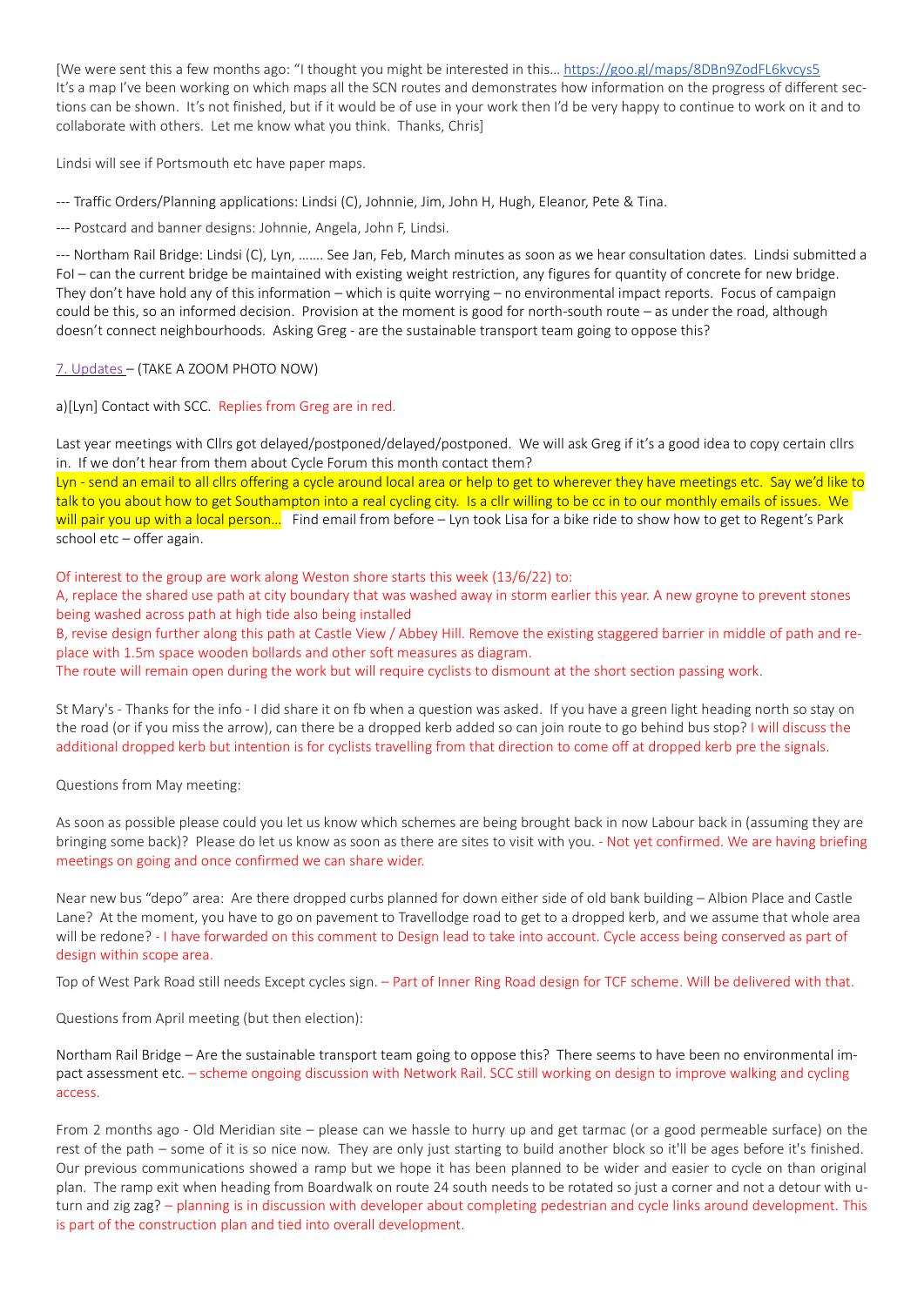[We were sent this a few months ago: "I thought you might be interested in this… https://goo.gl/maps/8DBn9ZodFL6kvcys5
It's a map I've been working on which maps all the SCN routes and demonstrates how information on the progress of different sections can be shown. It's not finished, but if it would be of use in your work then I'd be very happy to continue to work on it and to collaborate with others. Let me know what you think. Thanks, Chris]

Lindsi will see if Portsmouth etc have paper maps.

--- Traffic Orders/Planning applications: Lindsi (C), Johnnie, Jim, John H, Hugh, Eleanor, Pete & Tina.

--- Postcard and banner designs: Johnnie, Angela, John F, Lindsi.

--- Northam Rail Bridge: Lindsi (C), Lyn, ……. See Jan, Feb, March minutes as soon as we hear consultation dates. Lindsi submitted a FoI – can the current bridge be maintained with existing weight restriction, any figures for quantity of concrete for new bridge. They don't have hold any of this information – which is quite worrying – no environmental impact reports. Focus of campaign could be this, so an informed decision. Provision at the moment is good for north-south route – as under the road, although doesn't connect neighbourhoods. Asking Greg - are the sustainable transport team going to oppose this?

7. Updates – (TAKE A ZOOM PHOTO NOW)

a)[Lyn] Contact with SCC. Replies from Greg are in red.

Last year meetings with Cllrs got delayed/postponed/delayed/postponed. We will ask Greg if it's a good idea to copy certain cllrs in. If we don't hear from them about Cycle Forum this month contact them?
Lyn - send an email to all cllrs offering a cycle around local area or help to get to wherever they have meetings etc. Say we'd like to talk to you about how to get Southampton into a real cycling city. Is a cllr willing to be cc in to our monthly emails of issues. We will pair you up with a local person… Find email from before – Lyn took Lisa for a bike ride to show how to get to Regent's Park school etc – offer again.

Of interest to the group are work along Weston shore starts this week (13/6/22) to:
A, replace the shared use path at city boundary that was washed away in storm earlier this year. A new groyne to prevent stones being washed across path at high tide also being installed
B, revise design further along this path at Castle View / Abbey Hill. Remove the existing staggered barrier in middle of path and replace with 1.5m space wooden bollards and other soft measures as diagram.
The route will remain open during the work but will require cyclists to dismount at the short section passing work.

St Mary's - Thanks for the info - I did share it on fb when a question was asked. If you have a green light heading north so stay on the road (or if you miss the arrow), can there be a dropped kerb added so can join route to go behind bus stop? I will discuss the additional dropped kerb but intention is for cyclists travelling from that direction to come off at dropped kerb pre the signals.

Questions from May meeting:

As soon as possible please could you let us know which schemes are being brought back in now Labour back in (assuming they are bringing some back)? Please do let us know as soon as there are sites to visit with you. - Not yet confirmed. We are having briefing meetings on going and once confirmed we can share wider.

Near new bus "depo" area: Are there dropped curbs planned for down either side of old bank building – Albion Place and Castle Lane? At the moment, you have to go on pavement to Travellodge road to get to a dropped kerb, and we assume that whole area will be redone? - I have forwarded on this comment to Design lead to take into account. Cycle access being conserved as part of design within scope area.

Top of West Park Road still needs Except cycles sign. – Part of Inner Ring Road design for TCF scheme. Will be delivered with that.

Questions from April meeting (but then election):

Northam Rail Bridge – Are the sustainable transport team going to oppose this? There seems to have been no environmental impact assessment etc. – scheme ongoing discussion with Network Rail. SCC still working on design to improve walking and cycling access.

From 2 months ago - Old Meridian site – please can we hassle to hurry up and get tarmac (or a good permeable surface) on the rest of the path – some of it is so nice now. They are only just starting to build another block so it'll be ages before it's finished. Our previous communications showed a ramp but we hope it has been planned to be wider and easier to cycle on than original plan. The ramp exit when heading from Boardwalk on route 24 south needs to be rotated so just a corner and not a detour with u-turn and zig zag? – planning is in discussion with developer about completing pedestrian and cycle links around development. This is part of the construction plan and tied into overall development.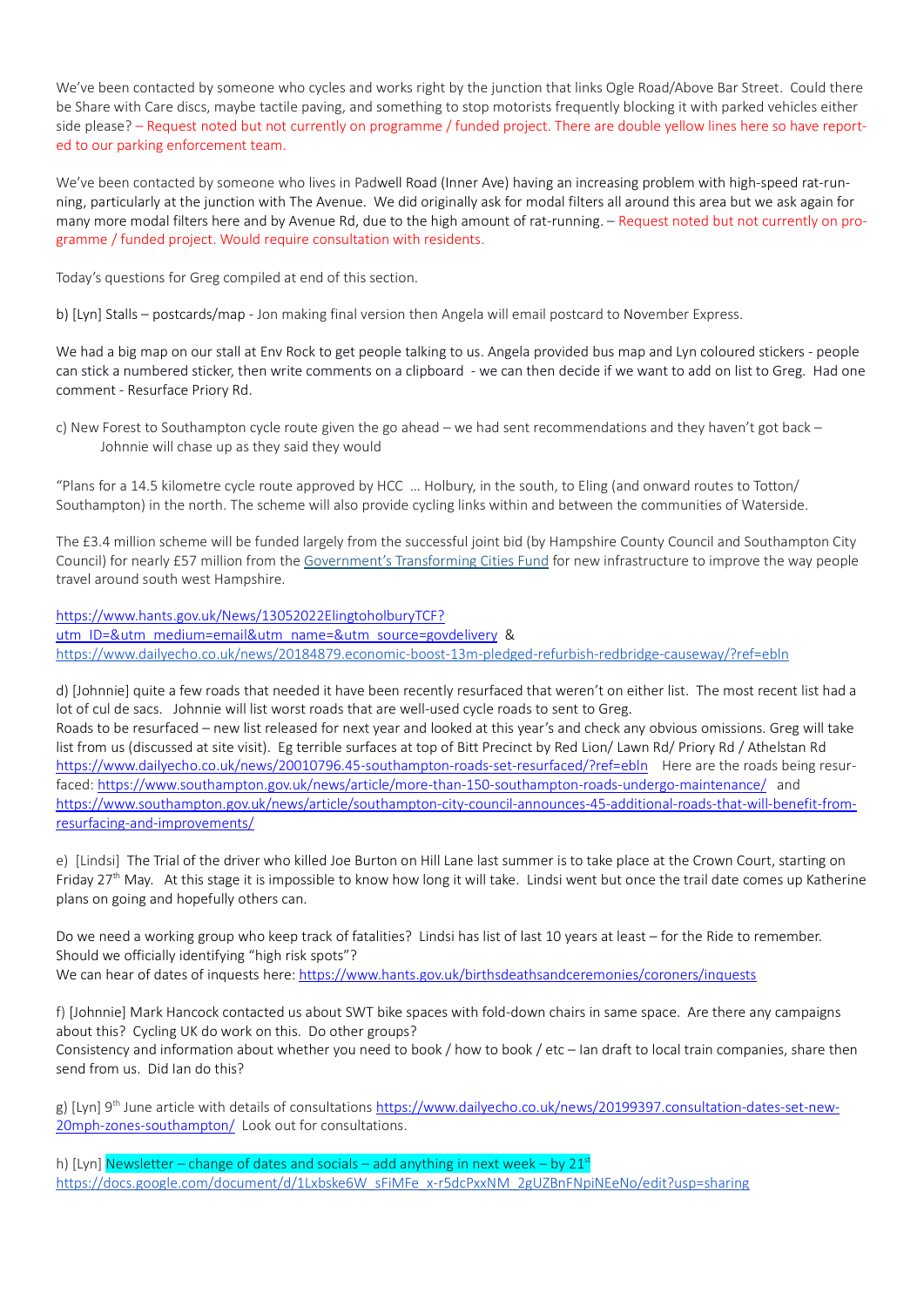We've been contacted by someone who cycles and works right by the junction that links Ogle Road/Above Bar Street. Could there be Share with Care discs, maybe tactile paving, and something to stop motorists frequently blocking it with parked vehicles either side please? – Request noted but not currently on programme / funded project. There are double yellow lines here so have reported to our parking enforcement team.

We've been contacted by someone who lives in Padwell Road (Inner Ave) having an increasing problem with high-speed rat-running, particularly at the junction with The Avenue. We did originally ask for modal filters all around this area but we ask again for many more modal filters here and by Avenue Rd, due to the high amount of rat-running. – Request noted but not currently on programme / funded project. Would require consultation with residents.

Today's questions for Greg compiled at end of this section.

b) [Lyn] Stalls – postcards/map - Jon making final version then Angela will email postcard to November Express.

We had a big map on our stall at Env Rock to get people talking to us. Angela provided bus map and Lyn coloured stickers - people can stick a numbered sticker, then write comments on a clipboard - we can then decide if we want to add on list to Greg. Had one comment - Resurface Priory Rd.

c) New Forest to Southampton cycle route given the go ahead – we had sent recommendations and they haven't got back – Johnnie will chase up as they said they would

"Plans for a 14.5 kilometre cycle route approved by HCC … Holbury, in the south, to Eling (and onward routes to Totton/ Southampton) in the north. The scheme will also provide cycling links within and between the communities of Waterside.

The £3.4 million scheme will be funded largely from the successful joint bid (by Hampshire County Council and Southampton City Council) for nearly £57 million from the Government's Transforming Cities Fund for new infrastructure to improve the way people travel around south west Hampshire.

https://www.hants.gov.uk/News/13052022ElingtoholburyTCF?utm_ID=&utm_medium=email&utm_name=&utm_source=govdelivery & https://www.dailyecho.co.uk/news/20184879.economic-boost-13m-pledged-refurbish-redbridge-causeway/?ref=ebln

d) [Johnnie] quite a few roads that needed it have been recently resurfaced that weren't on either list. The most recent list had a lot of cul de sacs. Johnnie will list worst roads that are well-used cycle roads to sent to Greg.
Roads to be resurfaced – new list released for next year and looked at this year's and check any obvious omissions. Greg will take list from us (discussed at site visit). Eg terrible surfaces at top of Bitt Precinct by Red Lion/ Lawn Rd/ Priory Rd / Athelstan Rd https://www.dailyecho.co.uk/news/20010796.45-southampton-roads-set-resurfaced/?ref=ebln Here are the roads being resurfaced: https://www.southampton.gov.uk/news/article/more-than-150-southampton-roads-undergo-maintenance/ and https://www.southampton.gov.uk/news/article/southampton-city-council-announces-45-additional-roads-that-will-benefit-from-resurfacing-and-improvements/

e) [Lindsi] The Trial of the driver who killed Joe Burton on Hill Lane last summer is to take place at the Crown Court, starting on Friday 27th May. At this stage it is impossible to know how long it will take. Lindsi went but once the trail date comes up Katherine plans on going and hopefully others can.

Do we need a working group who keep track of fatalities? Lindsi has list of last 10 years at least – for the Ride to remember. Should we officially identifying "high risk spots"?
We can hear of dates of inquests here: https://www.hants.gov.uk/birthsdeathsandceremonies/coroners/inquests

f) [Johnnie] Mark Hancock contacted us about SWT bike spaces with fold-down chairs in same space. Are there any campaigns about this? Cycling UK do work on this. Do other groups?
Consistency and information about whether you need to book / how to book / etc – Ian draft to local train companies, share then send from us. Did Ian do this?

g) [Lyn] 9th June article with details of consultations https://www.dailyecho.co.uk/news/20199397.consultation-dates-set-new-20mph-zones-southampton/ Look out for consultations.

h) [Lyn] Newsletter – change of dates and socials – add anything in next week – by 21st
https://docs.google.com/document/d/1Lxbske6W_sFiMFe_x-r5dcPxxNM_2gUZBnFNpiNEeNo/edit?usp=sharing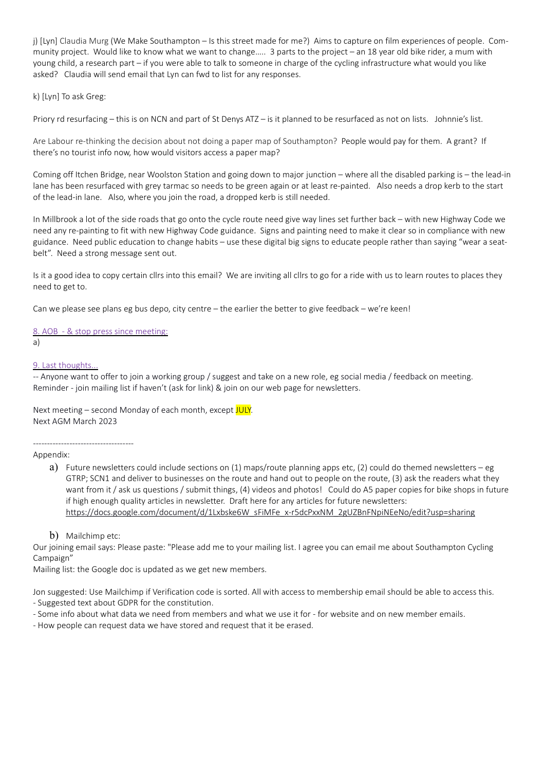j) [Lyn] Claudia Murg (We Make Southampton – Is this street made for me?) Aims to capture on film experiences of people. Community project. Would like to know what we want to change….. 3 parts to the project – an 18 year old bike rider, a mum with young child, a research part – if you were able to talk to someone in charge of the cycling infrastructure what would you like asked? Claudia will send email that Lyn can fwd to list for any responses.

k) [Lyn] To ask Greg:

Priory rd resurfacing – this is on NCN and part of St Denys ATZ – is it planned to be resurfaced as not on lists. Johnnie's list.

Are Labour re-thinking the decision about not doing a paper map of Southampton? People would pay for them. A grant? If there's no tourist info now, how would visitors access a paper map?

Coming off Itchen Bridge, near Woolston Station and going down to major junction – where all the disabled parking is – the lead-in lane has been resurfaced with grey tarmac so needs to be green again or at least re-painted. Also needs a drop kerb to the start of the lead-in lane. Also, where you join the road, a dropped kerb is still needed.

In Millbrook a lot of the side roads that go onto the cycle route need give way lines set further back – with new Highway Code we need any re-painting to fit with new Highway Code guidance. Signs and painting need to make it clear so in compliance with new guidance. Need public education to change habits – use these digital big signs to educate people rather than saying "wear a seatbelt". Need a strong message sent out.

Is it a good idea to copy certain cllrs into this email? We are inviting all cllrs to go for a ride with us to learn routes to places they need to get to.

Can we please see plans eg bus depo, city centre – the earlier the better to give feedback – we're keen!

8. AOB - & stop press since meeting:

a)

9. Last thoughts...

-- Anyone want to offer to join a working group / suggest and take on a new role, eg social media / feedback on meeting.
Reminder - join mailing list if haven't (ask for link) & join on our web page for newsletters.

Next meeting – second Monday of each month, except JULY.
Next AGM March 2023

------------------------------------

Appendix:

a) Future newsletters could include sections on (1) maps/route planning apps etc, (2) could do themed newsletters – eg GTRP; SCN1 and deliver to businesses on the route and hand out to people on the route, (3) ask the readers what they want from it / ask us questions / submit things, (4) videos and photos! Could do A5 paper copies for bike shops in future if high enough quality articles in newsletter. Draft here for any articles for future newsletters: https://docs.google.com/document/d/1Lxbske6W_sFiMFe_x-r5dcPxxNM_2gUZBnFNpiNEeNo/edit?usp=sharing

b) Mailchimp etc:

Our joining email says: Please paste: "Please add me to your mailing list. I agree you can email me about Southampton Cycling Campaign"
Mailing list: the Google doc is updated as we get new members.

Jon suggested: Use Mailchimp if Verification code is sorted. All with access to membership email should be able to access this.
- Suggested text about GDPR for the constitution.
- Some info about what data we need from members and what we use it for - for website and on new member emails.
- How people can request data we have stored and request that it be erased.